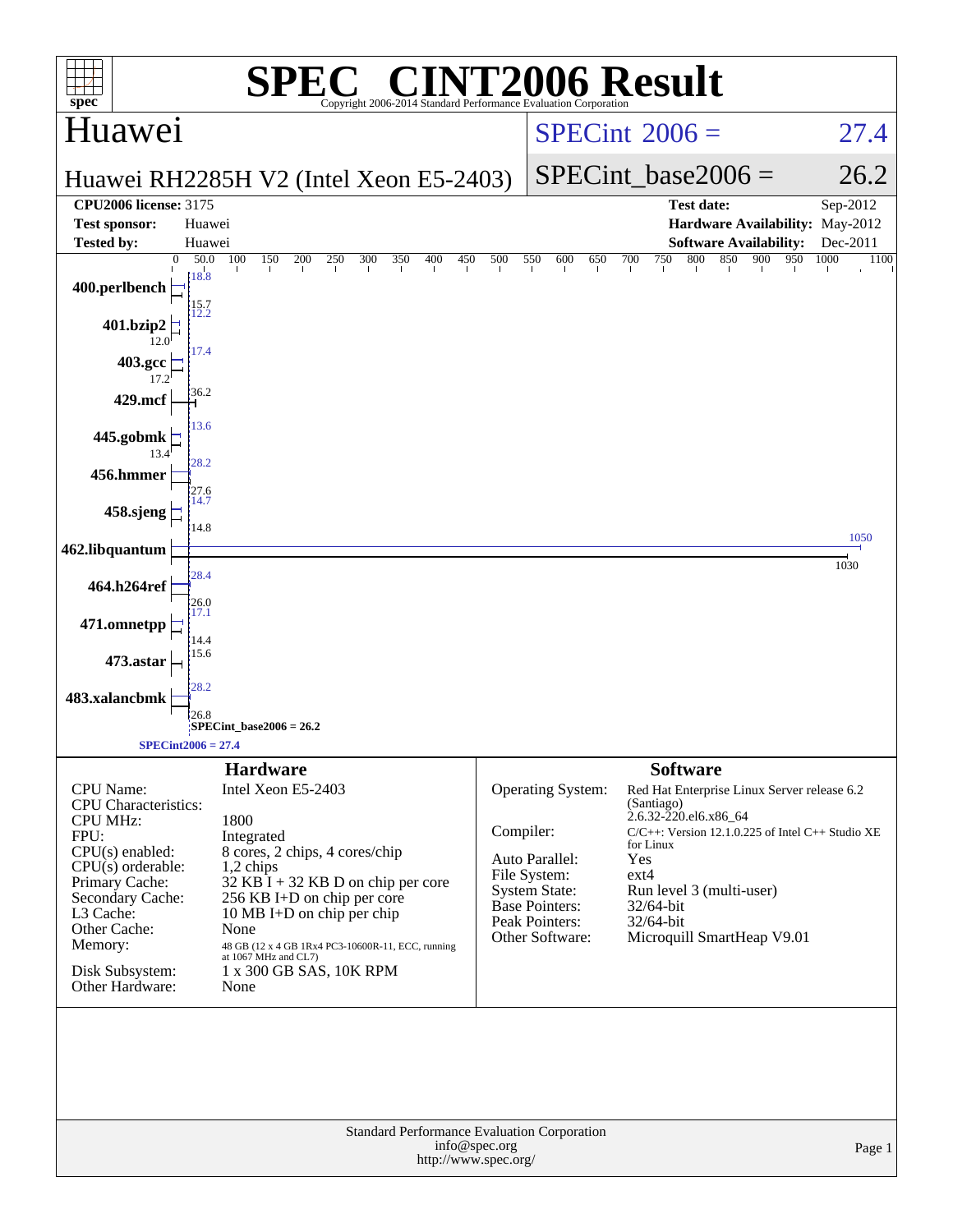# SPEC CINT2006 Result

Copyright 2006-2014 Standard Performance Evaluation Corporation

## Huawei

**Huawei RH2285H V2 (Intel Xeon E5-2403)**

SPECint 2006 = 27.4

SPECint_base2006 = 26.2

| | | | |
|---|---|---|---|
| **CPU2006 license:** | 3175 | **Test date:** | Sep-2012 |
| **Test sponsor:** | Huawei | **Hardware Availability:** | May-2012 |
| **Tested by:** | Huawei | **Software Availability:** | Dec-2011 |

| Benchmark | Base | Peak |
|---|---|---|
| 400.perlbench | 15.7 | 18.8 |
| 401.bzip2 | 12.0 | 12.2 |
| 403.gcc | 17.2 | 17.4 |
| 429.mcf | 36.2 | |
| 445.gobmk | 13.4 | 13.6 |
| 456.hmmer | 27.6 | 28.2 |
| 458.sjeng | 14.8 | 14.7 |
| 462.libquantum | 1030 | 1050 |
| 464.h264ref | 26.0 | 28.4 |
| 471.omnetpp | 14.4 | 17.1 |
| 473.astar | 15.6 | |
| 483.xalancbmk | 26.8 | 28.2 |

SPECint_base2006 = 26.2

SPECint2006 = 27.4

### Hardware

| | |
|---|---|
| CPU Name: | Intel Xeon E5-2403 |
| CPU Characteristics: | |
| CPU MHz: | 1800 |
| FPU: | Integrated |
| CPU(s) enabled: | 8 cores, 2 chips, 4 cores/chip |
| CPU(s) orderable: | 1,2 chips |
| Primary Cache: | 32 KB I + 32 KB D on chip per core |
| Secondary Cache: | 256 KB I+D on chip per core |
| L3 Cache: | 10 MB I+D on chip per chip |
| Other Cache: | None |
| Memory: | 48 GB (12 x 4 GB 1Rx4 PC3-10600R-11, ECC, running at 1067 MHz and CL7) |
| Disk Subsystem: | 1 x 300 GB SAS, 10K RPM |
| Other Hardware: | None |

### Software

| | |
|---|---|
| Operating System: | Red Hat Enterprise Linux Server release 6.2 (Santiago) 2.6.32-220.el6.x86_64 |
| Compiler: | C/C++: Version 12.1.0.225 of Intel C++ Studio XE for Linux |
| Auto Parallel: | Yes |
| File System: | ext4 |
| System State: | Run level 3 (multi-user) |
| Base Pointers: | 32/64-bit |
| Peak Pointers: | 32/64-bit |
| Other Software: | Microquill SmartHeap V9.01 |

Standard Performance Evaluation Corporation
info@spec.org
http://www.spec.org/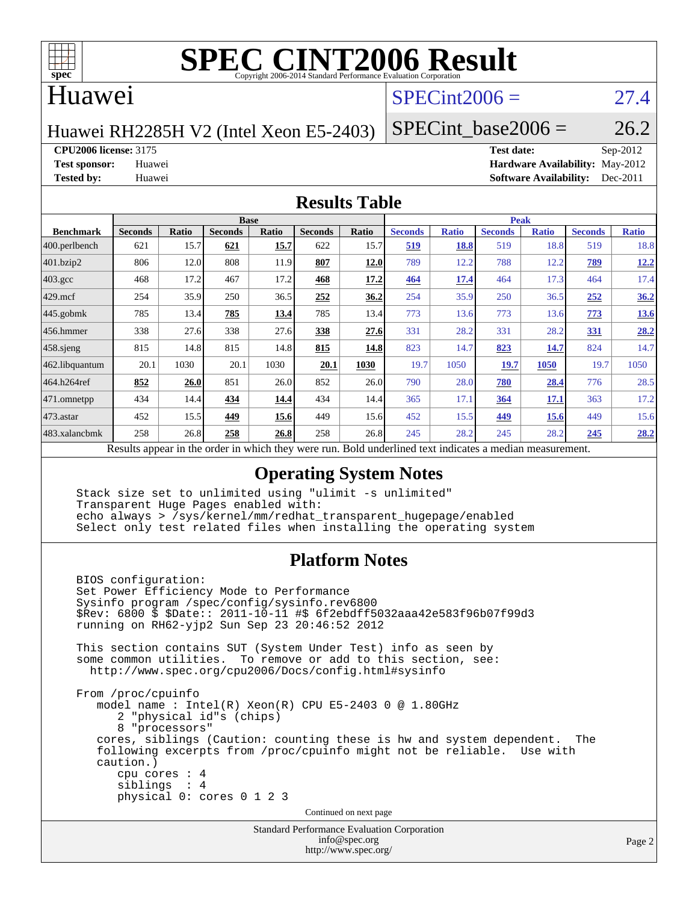# SPEC CINT2006 Result

Copyright 2006-2014 Standard Performance Evaluation Corporation

## Huawei

Huawei RH2285H V2 (Intel Xeon E5-2403)

SPECint2006 = 27.4

SPECint_base2006 = 26.2

**CPU2006 license:** 3175
**Test sponsor:** Huawei
**Tested by:** Huawei

**Test date:** Sep-2012
**Hardware Availability:** May-2012
**Software Availability:** Dec-2011

## Results Table

| Benchmark | Base | | | | | | Peak | | | | | |
|---|---|---|---|---|---|---|---|---|---|---|---|---|
| | Seconds | Ratio | Seconds | Ratio | Seconds | Ratio | Seconds | Ratio | Seconds | Ratio | Seconds | Ratio |
| 400.perlbench | 621 | 15.7 | **621** | **15.7** | 622 | 15.7 | **519** | **18.8** | 519 | 18.8 | 519 | 18.8 |
| 401.bzip2 | 806 | 12.0 | 808 | 11.9 | **807** | **12.0** | 789 | 12.2 | 788 | 12.2 | **789** | **12.2** |
| 403.gcc | 468 | 17.2 | 467 | 17.2 | **468** | **17.2** | **464** | **17.4** | 464 | 17.3 | 464 | 17.4 |
| 429.mcf | 254 | 35.9 | 250 | 36.5 | **252** | **36.2** | 254 | 35.9 | 250 | 36.5 | **252** | **36.2** |
| 445.gobmk | 785 | 13.4 | **785** | **13.4** | 785 | 13.4 | 773 | 13.6 | 773 | 13.6 | **773** | **13.6** |
| 456.hmmer | 338 | 27.6 | 338 | 27.6 | **338** | **27.6** | 331 | 28.2 | 331 | 28.2 | **331** | **28.2** |
| 458.sjeng | 815 | 14.8 | 815 | 14.8 | **815** | **14.8** | 823 | 14.7 | **823** | **14.7** | 824 | 14.7 |
| 462.libquantum | 20.1 | 1030 | 20.1 | 1030 | **20.1** | **1030** | 19.7 | 1050 | **19.7** | **1050** | 19.7 | 1050 |
| 464.h264ref | **852** | **26.0** | 851 | 26.0 | 852 | 26.0 | 790 | 28.0 | **780** | **28.4** | 776 | 28.5 |
| 471.omnetpp | 434 | 14.4 | **434** | **14.4** | 434 | 14.4 | 365 | 17.1 | **364** | **17.1** | 363 | 17.2 |
| 473.astar | 452 | 15.5 | **449** | **15.6** | 449 | 15.6 | 452 | 15.5 | **449** | **15.6** | 449 | 15.6 |
| 483.xalancbmk | 258 | 26.8 | **258** | **26.8** | 258 | 26.8 | 245 | 28.2 | 245 | 28.2 | **245** | **28.2** |

Results appear in the order in which they were run. Bold underlined text indicates a median measurement.

## Operating System Notes

```
Stack size set to unlimited using "ulimit -s unlimited"
Transparent Huge Pages enabled with:
echo always > /sys/kernel/mm/redhat_transparent_hugepage/enabled
Select only test related files when installing the operating system
```

## Platform Notes

```
BIOS configuration:
Set Power Efficiency Mode to Performance
Sysinfo program /spec/config/sysinfo.rev6800
$Rev: 6800 $ $Date:: 2011-10-11 #$ 6f2ebdff5032aaa42e583f96b07f99d3
running on RH62-yjp2 Sun Sep 23 20:46:52 2012

This section contains SUT (System Under Test) info as seen by
some common utilities.  To remove or add to this section, see:
  http://www.spec.org/cpu2006/Docs/config.html#sysinfo

From /proc/cpuinfo
   model name : Intel(R) Xeon(R) CPU E5-2403 0 @ 1.80GHz
      2 "physical id"s (chips)
      8 "processors"
   cores, siblings (Caution: counting these is hw and system dependent.  The
   following excerpts from /proc/cpuinfo might not be reliable.  Use with
   caution.)
      cpu cores : 4
      siblings  : 4
      physical 0: cores 0 1 2 3
```

Continued on next page

Standard Performance Evaluation Corporation
info@spec.org
http://www.spec.org/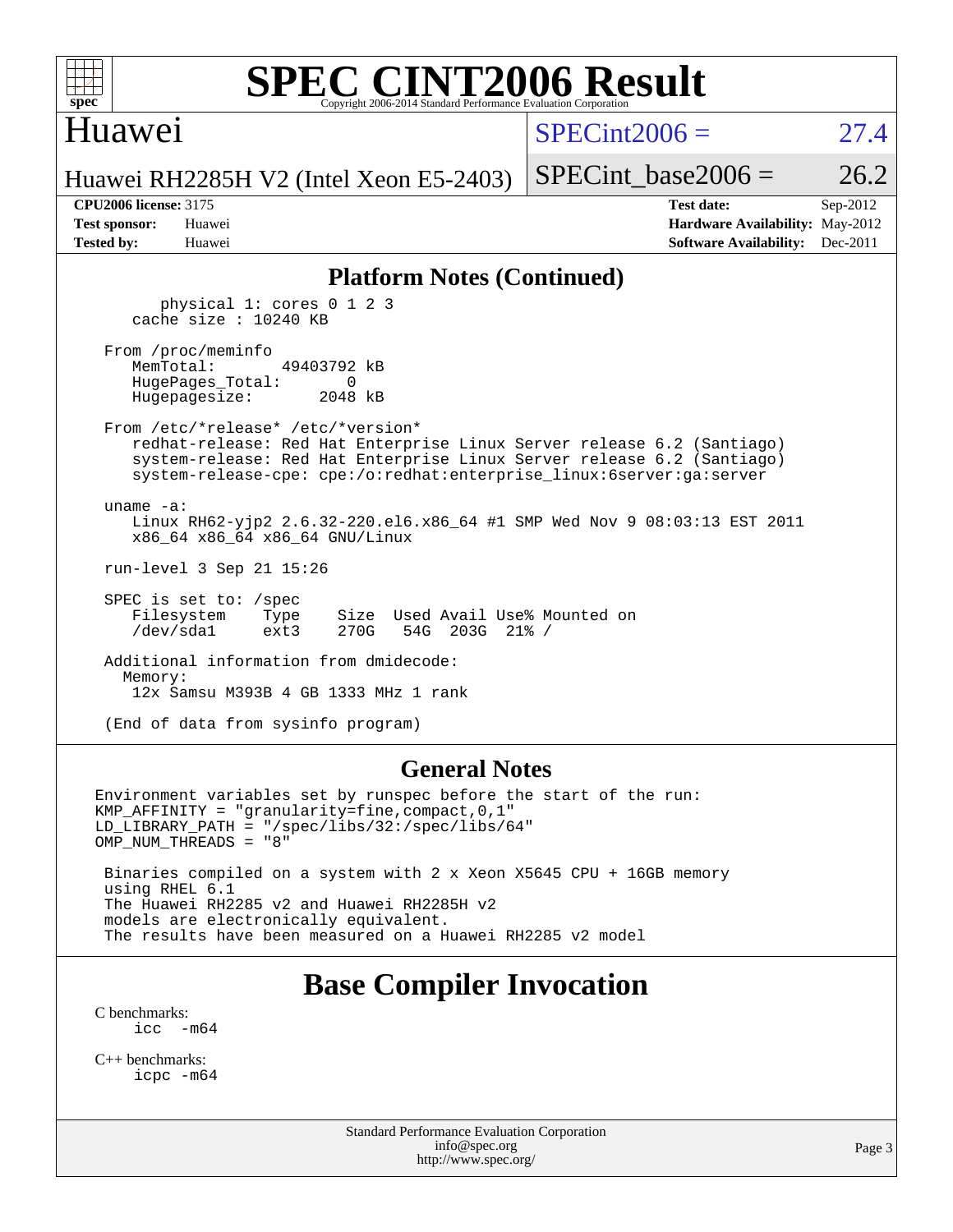## Platform Notes (Continued)

```
        physical 1: cores 0 1 2 3
     cache size : 10240 KB

  From /proc/meminfo
     MemTotal:       49403792 kB
     HugePages_Total:       0
     Hugepagesize:       2048 kB

  From /etc/*release* /etc/*version*
     redhat-release: Red Hat Enterprise Linux Server release 6.2 (Santiago)
     system-release: Red Hat Enterprise Linux Server release 6.2 (Santiago)
     system-release-cpe: cpe:/o:redhat:enterprise_linux:6server:ga:server

  uname -a:
     Linux RH62-yjp2 2.6.32-220.el6.x86_64 #1 SMP Wed Nov 9 08:03:13 EST 2011
     x86_64 x86_64 x86_64 GNU/Linux

  run-level 3 Sep 21 15:26

  SPEC is set to: /spec
     Filesystem     Type    Size  Used Avail Use% Mounted on
     /dev/sda1      ext3    270G   54G  203G  21% /

  Additional information from dmidecode:
    Memory:
     12x Samsu M393B 4 GB 1333 MHz 1 rank

  (End of data from sysinfo program)
```

## General Notes

```
Environment variables set by runspec before the start of the run:
KMP_AFFINITY = "granularity=fine,compact,0,1"
LD_LIBRARY_PATH = "/spec/libs/32:/spec/libs/64"
OMP_NUM_THREADS = "8"

 Binaries compiled on a system with 2 x Xeon X5645 CPU + 16GB memory
 using RHEL 6.1
 The Huawei RH2285 v2 and Huawei RH2285H v2
 models are electronically equivalent.
 The results have been measured on a Huawei RH2285 v2 model
```

# Base Compiler Invocation

C benchmarks:
```
icc  -m64
```

C++ benchmarks:
```
icpc -m64
```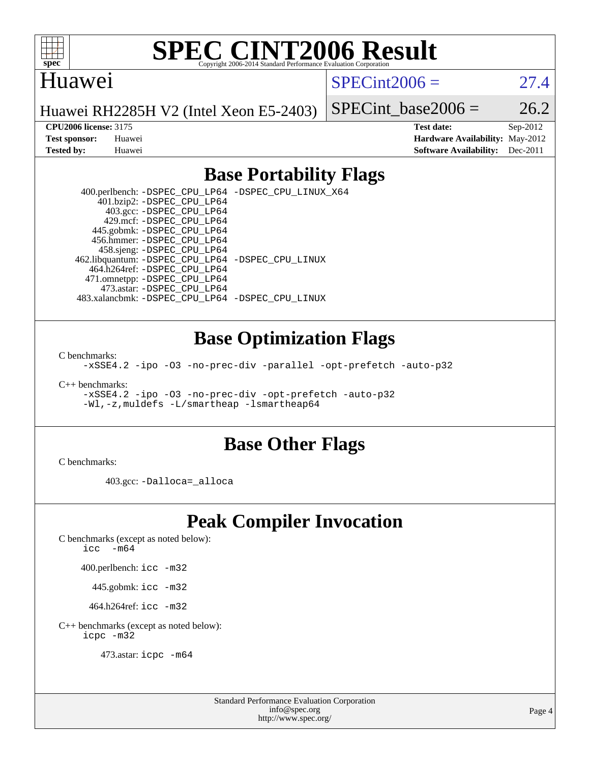# SPEC CINT2006 Result

Copyright 2006-2014 Standard Performance Evaluation Corporation

## Huawei

Huawei RH2285H V2 (Intel Xeon E5-2403)

SPECint2006 = 27.4

SPECint_base2006 = 26.2

**CPU2006 license:** 3175
**Test sponsor:** Huawei
**Tested by:** Huawei

**Test date:** Sep-2012
**Hardware Availability:** May-2012
**Software Availability:** Dec-2011

## Base Portability Flags

400.perlbench: `-DSPEC_CPU_LP64 -DSPEC_CPU_LINUX_X64`
401.bzip2: `-DSPEC_CPU_LP64`
403.gcc: `-DSPEC_CPU_LP64`
429.mcf: `-DSPEC_CPU_LP64`
445.gobmk: `-DSPEC_CPU_LP64`
456.hmmer: `-DSPEC_CPU_LP64`
458.sjeng: `-DSPEC_CPU_LP64`
462.libquantum: `-DSPEC_CPU_LP64 -DSPEC_CPU_LINUX`
464.h264ref: `-DSPEC_CPU_LP64`
471.omnetpp: `-DSPEC_CPU_LP64`
473.astar: `-DSPEC_CPU_LP64`
483.xalancbmk: `-DSPEC_CPU_LP64 -DSPEC_CPU_LINUX`

## Base Optimization Flags

C benchmarks:

`-xSSE4.2 -ipo -O3 -no-prec-div -parallel -opt-prefetch -auto-p32`

C++ benchmarks:

`-xSSE4.2 -ipo -O3 -no-prec-div -opt-prefetch -auto-p32`
`-Wl,-z,muldefs -L/smartheap -lsmartheap64`

## Base Other Flags

C benchmarks:

403.gcc: `-Dalloca=_alloca`

## Peak Compiler Invocation

C benchmarks (except as noted below):
`icc -m64`

400.perlbench: `icc -m32`

445.gobmk: `icc -m32`

464.h264ref: `icc -m32`

C++ benchmarks (except as noted below):
`icpc -m32`

473.astar: `icpc -m64`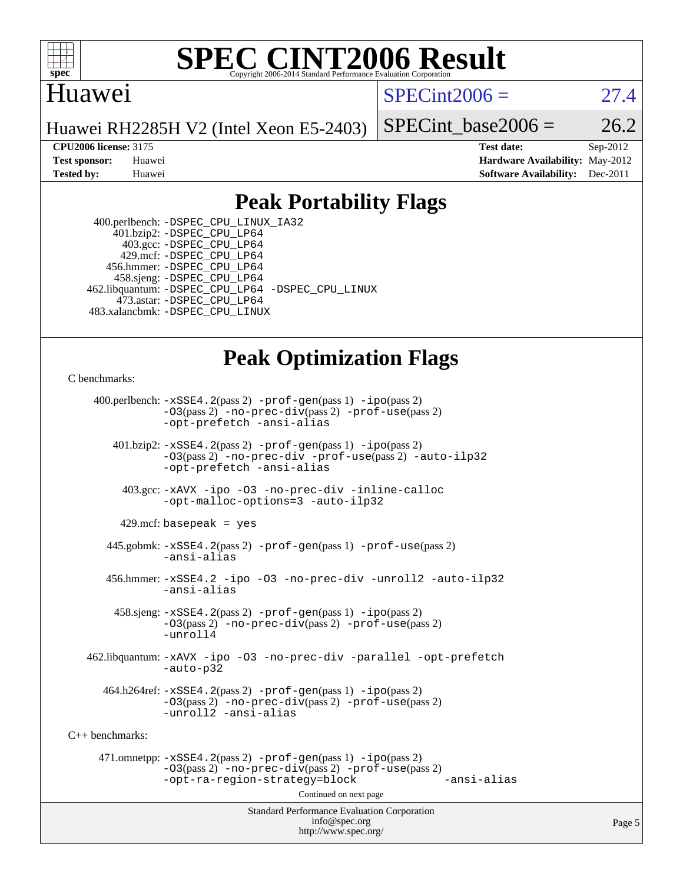# SPEC CINT2006 Result

Copyright 2006-2014 Standard Performance Evaluation Corporation

## Huawei

Huawei RH2285H V2 (Intel Xeon E5-2403)

SPECint2006 = 27.4

SPECint_base2006 = 26.2

**CPU2006 license:** 3175
**Test sponsor:** Huawei
**Tested by:** Huawei

**Test date:** Sep-2012
**Hardware Availability:** May-2012
**Software Availability:** Dec-2011

## Peak Portability Flags

400.perlbench: -DSPEC_CPU_LINUX_IA32
401.bzip2: -DSPEC_CPU_LP64
403.gcc: -DSPEC_CPU_LP64
429.mcf: -DSPEC_CPU_LP64
456.hmmer: -DSPEC_CPU_LP64
458.sjeng: -DSPEC_CPU_LP64
462.libquantum: -DSPEC_CPU_LP64 -DSPEC_CPU_LINUX
473.astar: -DSPEC_CPU_LP64
483.xalancbmk: -DSPEC_CPU_LINUX

## Peak Optimization Flags

C benchmarks:

400.perlbench: -xSSE4.2(pass 2) -prof-gen(pass 1) -ipo(pass 2) -O3(pass 2) -no-prec-div(pass 2) -prof-use(pass 2) -opt-prefetch -ansi-alias

401.bzip2: -xSSE4.2(pass 2) -prof-gen(pass 1) -ipo(pass 2) -O3(pass 2) -no-prec-div -prof-use(pass 2) -auto-ilp32 -opt-prefetch -ansi-alias

403.gcc: -xAVX -ipo -O3 -no-prec-div -inline-calloc -opt-malloc-options=3 -auto-ilp32

429.mcf: basepeak = yes

445.gobmk: -xSSE4.2(pass 2) -prof-gen(pass 1) -prof-use(pass 2) -ansi-alias

456.hmmer: -xSSE4.2 -ipo -O3 -no-prec-div -unroll2 -auto-ilp32 -ansi-alias

458.sjeng: -xSSE4.2(pass 2) -prof-gen(pass 1) -ipo(pass 2) -O3(pass 2) -no-prec-div(pass 2) -prof-use(pass 2) -unroll4

462.libquantum: -xAVX -ipo -O3 -no-prec-div -parallel -opt-prefetch -auto-p32

464.h264ref: -xSSE4.2(pass 2) -prof-gen(pass 1) -ipo(pass 2) -O3(pass 2) -no-prec-div(pass 2) -prof-use(pass 2) -unroll2 -ansi-alias

C++ benchmarks:

471.omnetpp: -xSSE4.2(pass 2) -prof-gen(pass 1) -ipo(pass 2) -O3(pass 2) -no-prec-div(pass 2) -prof-use(pass 2) -opt-ra-region-strategy=block -ansi-alias

Continued on next page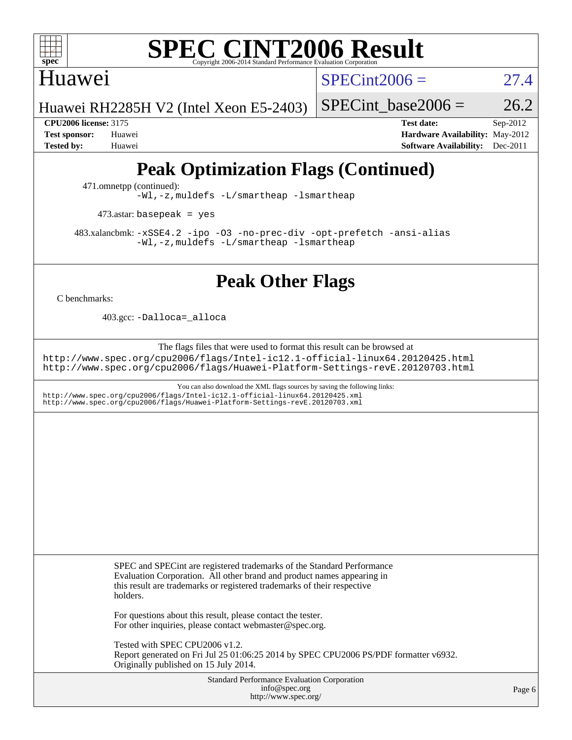# Peak Optimization Flags (Continued)

471.omnetpp (continued):
`-Wl,-z,muldefs -L/smartheap -lsmartheap`

473.astar: `basepeak = yes`

483.xalancbmk: `-xSSE4.2 -ipo -O3 -no-prec-div -opt-prefetch -ansi-alias -Wl,-z,muldefs -L/smartheap -lsmartheap`

# Peak Other Flags

C benchmarks:

403.gcc: `-Dalloca=_alloca`

The flags files that were used to format this result can be browsed at
http://www.spec.org/cpu2006/flags/Intel-ic12.1-official-linux64.20120425.html
http://www.spec.org/cpu2006/flags/Huawei-Platform-Settings-revE.20120703.html

You can also download the XML flags sources by saving the following links:
http://www.spec.org/cpu2006/flags/Intel-ic12.1-official-linux64.20120425.xml
http://www.spec.org/cpu2006/flags/Huawei-Platform-Settings-revE.20120703.xml

SPEC and SPECint are registered trademarks of the Standard Performance Evaluation Corporation. All other brand and product names appearing in this result are trademarks or registered trademarks of their respective holders.

For questions about this result, please contact the tester.
For other inquiries, please contact webmaster@spec.org.

Tested with SPEC CPU2006 v1.2.
Report generated on Fri Jul 25 01:06:25 2014 by SPEC CPU2006 PS/PDF formatter v6932.
Originally published on 15 July 2014.